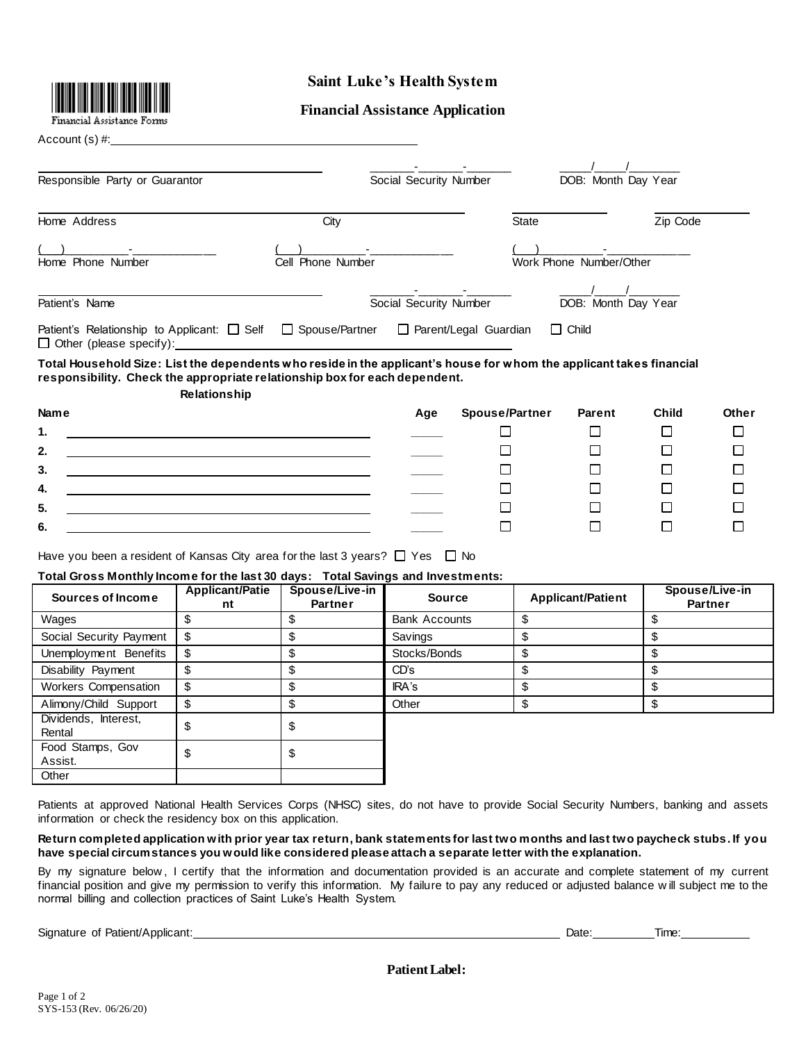Financial Assistance Forms

# Saint Luke's Health System

## Financial Assistance Application

Account (s) #: ______________________________________________

| Responsible Party or Guarantor | Social Security Number | DOB: Month Day Year |
|---|---|---|
| ______________________________ | _______-_______-_______ | _____/_____/________ |

| Home Address | City | State | Zip Code |
|---|---|---|---|
| ______________________________ | ______________ | ______________ | ______________ |

| Home Phone Number | Cell Phone Number | Work Phone Number/Other |
|---|---|---|
| (___) _________-____________ | (___) _________-____________ | (___) _________-____________ |

| Patient's Name | Social Security Number | DOB: Month Day Year |
|---|---|---|
| ______________________________ | _______-_______-_______ | _____/_____/________ |

Patient's Relationship to Applicant: ☐ Self ☐ Spouse/Partner ☐ Parent/Legal Guardian ☐ Child
☐ Other (please specify): ______________________________________________

**Total Household Size: List the dependents who reside in the applicant's house for whom the applicant takes financial responsibility. Check the appropriate relationship box for each dependent.**

| Name | Age | Spouse/Partner | Parent | Child | Other |
|---|---|---|---|---|---|
| 1. | | ☐ | ☐ | ☐ | ☐ |
| 2. | | ☐ | ☐ | ☐ | ☐ |
| 3. | | ☐ | ☐ | ☐ | ☐ |
| 4. | | ☐ | ☐ | ☐ | ☐ |
| 5. | | ☐ | ☐ | ☐ | ☐ |
| 6. | | ☐ | ☐ | ☐ | ☐ |

Have you been a resident of Kansas City area for the last 3 years? ☐ Yes ☐ No

**Total Gross Monthly Income for the last 30 days:**

| Sources of Income | Applicant/Patient | Spouse/Live-in Partner |
|---|---|---|
| Wages | $ | $ |
| Social Security Payment | $ | $ |
| Unemployment Benefits | $ | $ |
| Disability Payment | $ | $ |
| Workers Compensation | $ | $ |
| Alimony/Child Support | $ | $ |
| Dividends, Interest, Rental | $ | $ |
| Food Stamps, Gov Assist. | $ | $ |
| Other | | |

**Total Savings and Investments:**

| Source | Applicant/Patient | Spouse/Live-in Partner |
|---|---|---|
| Bank Accounts | $ | $ |
| Savings | $ | $ |
| Stocks/Bonds | $ | $ |
| CD's | $ | $ |
| IRA's | $ | $ |
| Other | $ | $ |

Patients at approved National Health Services Corps (NHSC) sites, do not have to provide Social Security Numbers, banking and assets information or check the residency box on this application.

**Return completed application with prior year tax return, bank statements for last two months and last two paycheck stubs. If you have special circumstances you would like considered please attach a separate letter with the explanation.**

By my signature below, I certify that the information and documentation provided is an accurate and complete statement of my current financial position and give my permission to verify this information. My failure to pay any reduced or adjusted balance will subject me to the normal billing and collection practices of Saint Luke's Health System.

Signature of Patient/Applicant: ______________________________________________ Date: __________ Time: ___________

**Patient Label:**

SYS-153 (Rev. 06/26/20)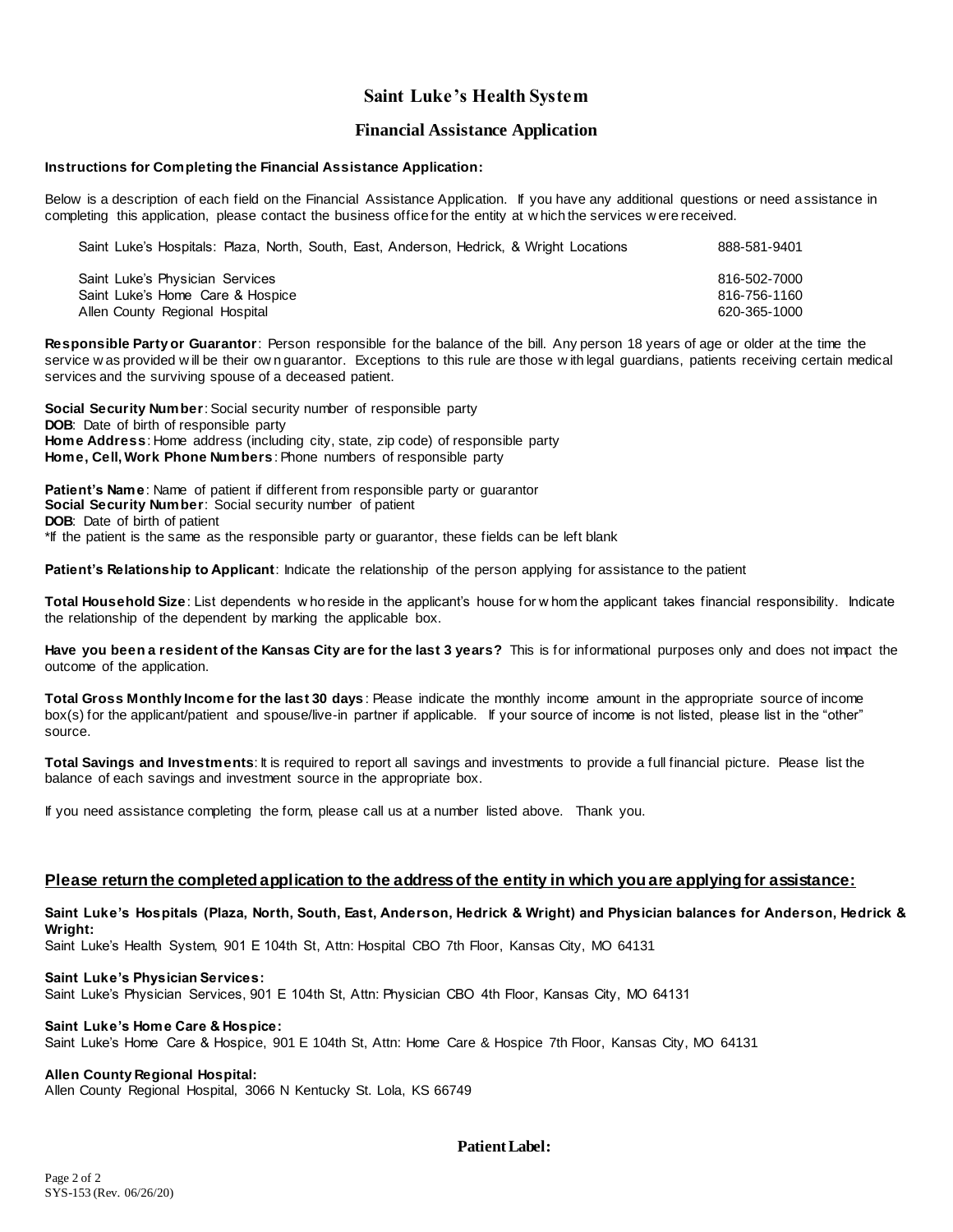# Saint Luke's Health System

## Financial Assistance Application

**Instructions for Completing the Financial Assistance Application:**

Below is a description of each field on the Financial Assistance Application. If you have any additional questions or need assistance in completing this application, please contact the business office for the entity at which the services were received.

| | |
|---|---|
| Saint Luke's Hospitals: Plaza, North, South, East, Anderson, Hedrick, & Wright Locations | 888-581-9401 |
| Saint Luke's Physician Services | 816-502-7000 |
| Saint Luke's Home Care & Hospice | 816-756-1160 |
| Allen County Regional Hospital | 620-365-1000 |

**Responsible Party or Guarantor**: Person responsible for the balance of the bill. Any person 18 years of age or older at the time the service was provided will be their own guarantor. Exceptions to this rule are those with legal guardians, patients receiving certain medical services and the surviving spouse of a deceased patient.

**Social Security Number**: Social security number of responsible party
**DOB**: Date of birth of responsible party
**Home Address**: Home address (including city, state, zip code) of responsible party
**Home, Cell, Work Phone Numbers**: Phone numbers of responsible party

**Patient's Name**: Name of patient if different from responsible party or guarantor
**Social Security Number**: Social security number of patient
**DOB**: Date of birth of patient
*If the patient is the same as the responsible party or guarantor, these fields can be left blank

**Patient's Relationship to Applicant**: Indicate the relationship of the person applying for assistance to the patient

**Total Household Size**: List dependents who reside in the applicant's house for whom the applicant takes financial responsibility. Indicate the relationship of the dependent by marking the applicable box.

**Have you been a resident of the Kansas City are for the last 3 years?** This is for informational purposes only and does not impact the outcome of the application.

**Total Gross Monthly Income for the last 30 days**: Please indicate the monthly income amount in the appropriate source of income box(s) for the applicant/patient and spouse/live-in partner if applicable. If your source of income is not listed, please list in the "other" source.

**Total Savings and Investments**: It is required to report all savings and investments to provide a full financial picture. Please list the balance of each savings and investment source in the appropriate box.

If you need assistance completing the form, please call us at a number listed above. Thank you.

### Please return the completed application to the address of the entity in which you are applying for assistance:

**Saint Luke's Hospitals (Plaza, North, South, East, Anderson, Hedrick & Wright) and Physician balances for Anderson, Hedrick & Wright:**
Saint Luke's Health System, 901 E 104th St, Attn: Hospital CBO 7th Floor, Kansas City, MO 64131

**Saint Luke's Physician Services:**
Saint Luke's Physician Services, 901 E 104th St, Attn: Physician CBO 4th Floor, Kansas City, MO 64131

**Saint Luke's Home Care & Hospice:**
Saint Luke's Home Care & Hospice, 901 E 104th St, Attn: Home Care & Hospice 7th Floor, Kansas City, MO 64131

**Allen County Regional Hospital:**
Allen County Regional Hospital, 3066 N Kentucky St. Lola, KS 66749

**Patient Label:**

SYS-153 (Rev. 06/26/20)